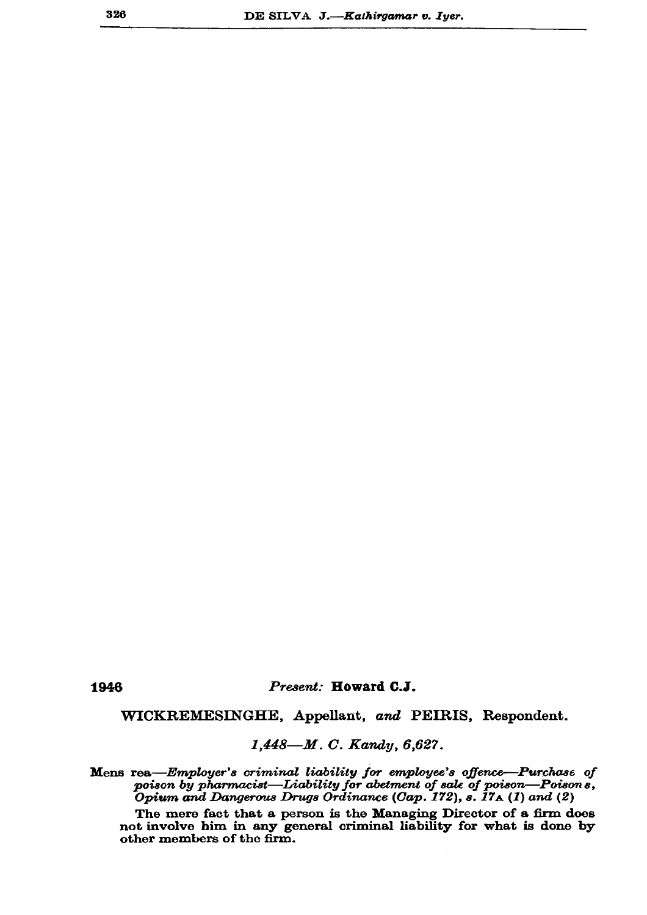1946 *Present:* **Howard C.J.**

WICKREMESINGHE, Appellant, *and* PEIRIS, Respondent.

*1,448—M. C. Kandy, 6,627.*

Mens rea—*Employer's criminal liability for employee's offence—Purchase of poison by pharmacist—Liability for abetment of sale of poison—Poisons, Opium and Dangerous Drugs Ordinance (Cap. 172), s. 17A (1) and (2)*

The mere fact that a person is the Managing Director of a firm does not involve him in any general criminal liability for what is done by other members of the firm.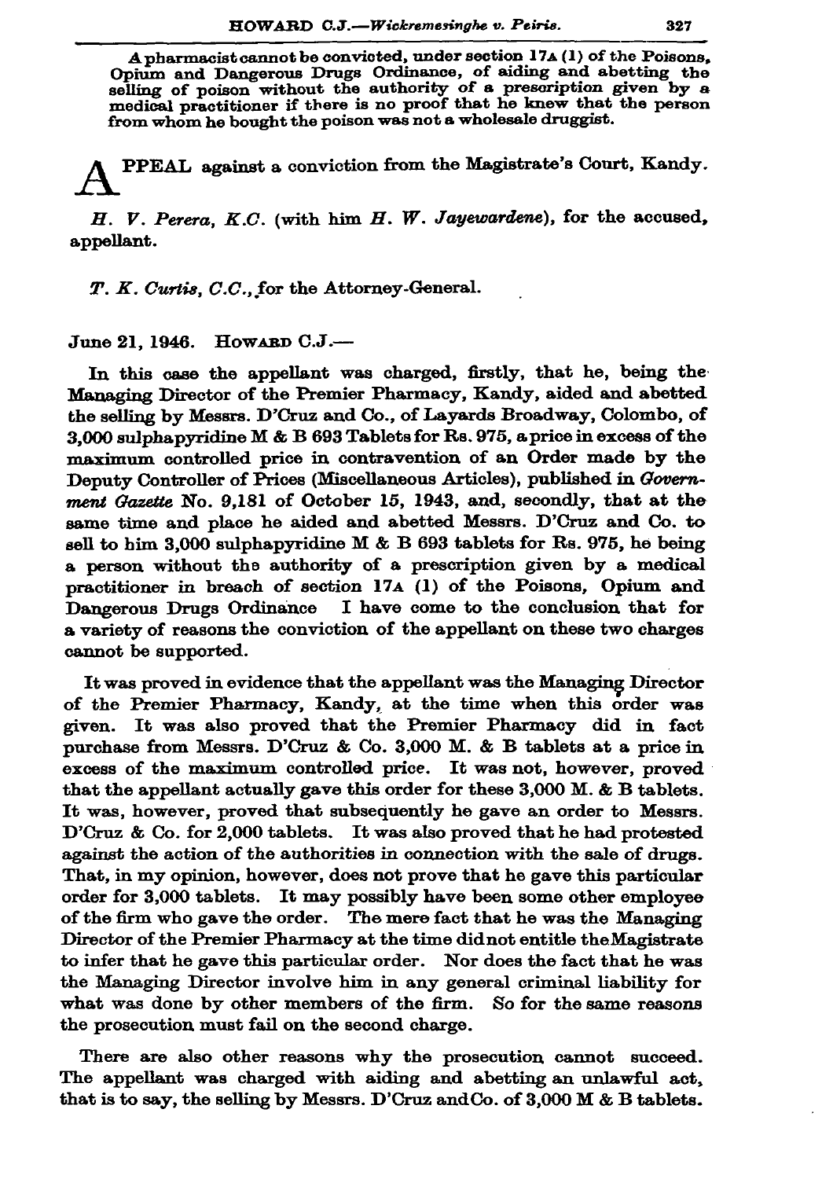A pharmacist cannot be convicted, under section 17A (1) of the Poisons, Opium and Dangerous Drugs Ordinance, of aiding and abetting the selling of poison without the authority of a prescription given by a medical practitioner if there is no proof that he knew that the person from whom he bought the poison was not a wholesale druggist.

APPEAL against a conviction from the Magistrate's Court, Kandy.

*H. V. Perera, K.C.* (with him *H. W. Jayewardene*), for the accused, appellant.

*T. K. Curtis, C.C.*, for the Attorney-General.

June 21, 1946. HOWARD C.J.—

In this case the appellant was charged, firstly, that he, being the Managing Director of the Premier Pharmacy, Kandy, aided and abetted the selling by Messrs. D'Cruz and Co., of Layards Broadway, Colombo, of 3,000 sulphapyridine M & B 693 Tablets for Rs. 975, a price in excess of the maximum controlled price in contravention of an Order made by the Deputy Controller of Prices (Miscellaneous Articles), published in *Government Gazette* No. 9,181 of October 15, 1943, and, secondly, that at the same time and place he aided and abetted Messrs. D'Cruz and Co. to sell to him 3,000 sulphapyridine M & B 693 tablets for Rs. 975, he being a person without the authority of a prescription given by a medical practitioner in breach of section 17A (1) of the Poisons, Opium and Dangerous Drugs Ordinance I have come to the conclusion that for a variety of reasons the conviction of the appellant on these two charges cannot be supported.

It was proved in evidence that the appellant was the Managing Director of the Premier Pharmacy, Kandy, at the time when this order was given. It was also proved that the Premier Pharmacy did in fact purchase from Messrs. D'Cruz & Co. 3,000 M. & B tablets at a price in excess of the maximum controlled price. It was not, however, proved that the appellant actually gave this order for these 3,000 M. & B tablets. It was, however, proved that subsequently he gave an order to Messrs. D'Cruz & Co. for 2,000 tablets. It was also proved that he had protested against the action of the authorities in connection with the sale of drugs. That, in my opinion, however, does not prove that he gave this particular order for 3,000 tablets. It may possibly have been some other employee of the firm who gave the order. The mere fact that he was the Managing Director of the Premier Pharmacy at the time did not entitle the Magistrate to infer that he gave this particular order. Nor does the fact that he was the Managing Director involve him in any general criminal liability for what was done by other members of the firm. So for the same reasons the prosecution must fail on the second charge.

There are also other reasons why the prosecution cannot succeed. The appellant was charged with aiding and abetting an unlawful act, that is to say, the selling by Messrs. D'Cruz and Co. of 3,000 M & B tablets.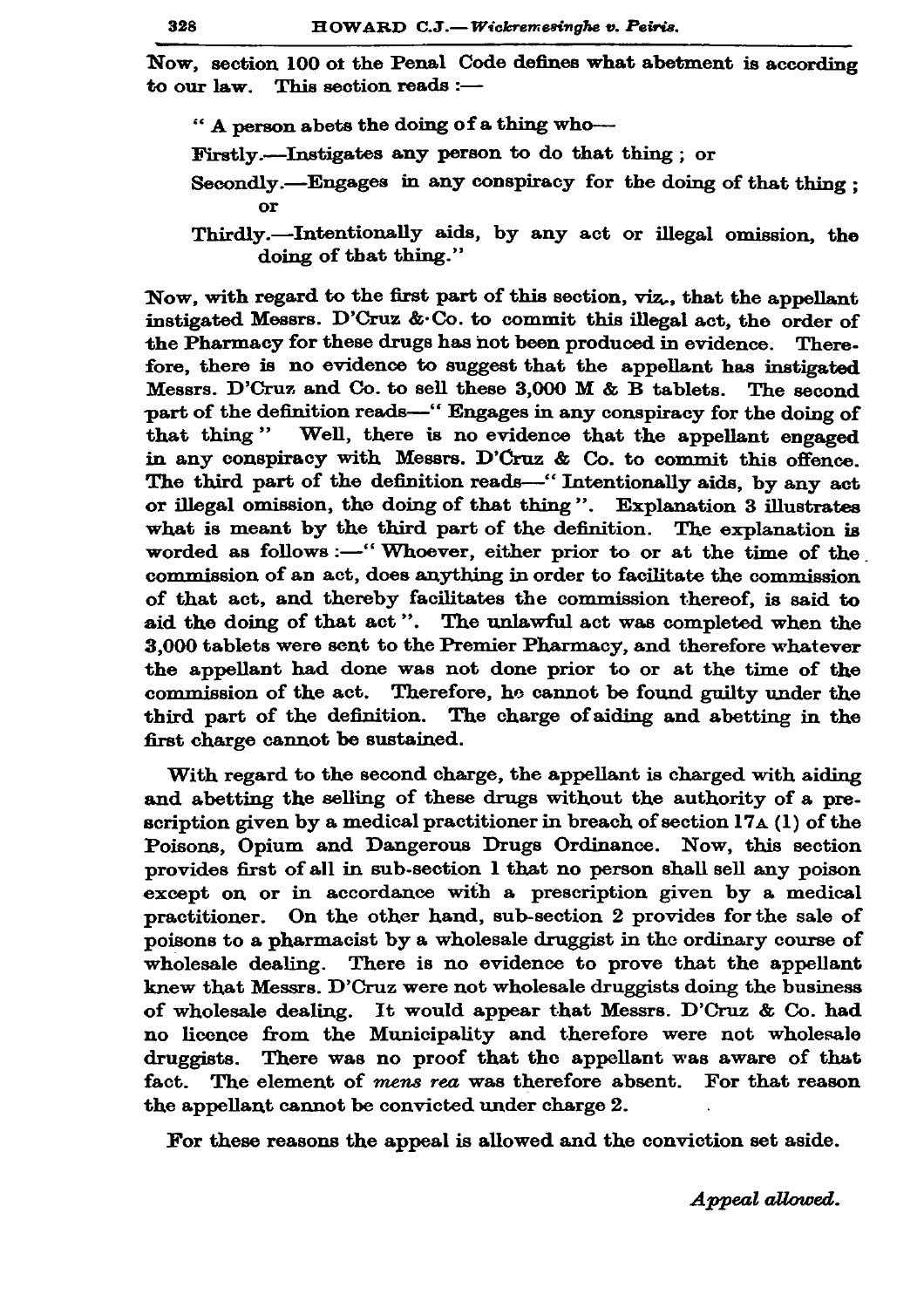Now, section 100 of the Penal Code defines what abetment is according to our law. This section reads :—

> " A person abets the doing of a thing who—
>
> Firstly.—Instigates any person to do that thing ; or
>
> Secondly.—Engages in any conspiracy for the doing of that thing ; or
>
> Thirdly.—Intentionally aids, by any act or illegal omission, the doing of that thing."

Now, with regard to the first part of this section, viz., that the appellant instigated Messrs. D'Cruz & Co. to commit this illegal act, the order of the Pharmacy for these drugs has not been produced in evidence. Therefore, there is no evidence to suggest that the appellant has instigated Messrs. D'Cruz and Co. to sell these 3,000 M & B tablets. The second part of the definition reads—" Engages in any conspiracy for the doing of that thing " Well, there is no evidence that the appellant engaged in any conspiracy with Messrs. D'Cruz & Co. to commit this offence. The third part of the definition reads—" Intentionally aids, by any act or illegal omission, the doing of that thing ". Explanation 3 illustrates what is meant by the third part of the definition. The explanation is worded as follows :—" Whoever, either prior to or at the time of the commission of an act, does anything in order to facilitate the commission of that act, and thereby facilitates the commission thereof, is said to aid the doing of that act ". The unlawful act was completed when the 3,000 tablets were sent to the Premier Pharmacy, and therefore whatever the appellant had done was not done prior to or at the time of the commission of the act. Therefore, he cannot be found guilty under the third part of the definition. The charge of aiding and abetting in the first charge cannot be sustained.

With regard to the second charge, the appellant is charged with aiding and abetting the selling of these drugs without the authority of a prescription given by a medical practitioner in breach of section 17A (1) of the Poisons, Opium and Dangerous Drugs Ordinance. Now, this section provides first of all in sub-section 1 that no person shall sell any poison except on or in accordance with a prescription given by a medical practitioner. On the other hand, sub-section 2 provides for the sale of poisons to a pharmacist by a wholesale druggist in the ordinary course of wholesale dealing. There is no evidence to prove that the appellant knew that Messrs. D'Cruz were not wholesale druggists doing the business of wholesale dealing. It would appear that Messrs. D'Cruz & Co. had no licence from the Municipality and therefore were not wholesale druggists. There was no proof that the appellant was aware of that fact. The element of *mens rea* was therefore absent. For that reason the appellant cannot be convicted under charge 2.

For these reasons the appeal is allowed and the conviction set aside.

*Appeal allowed.*